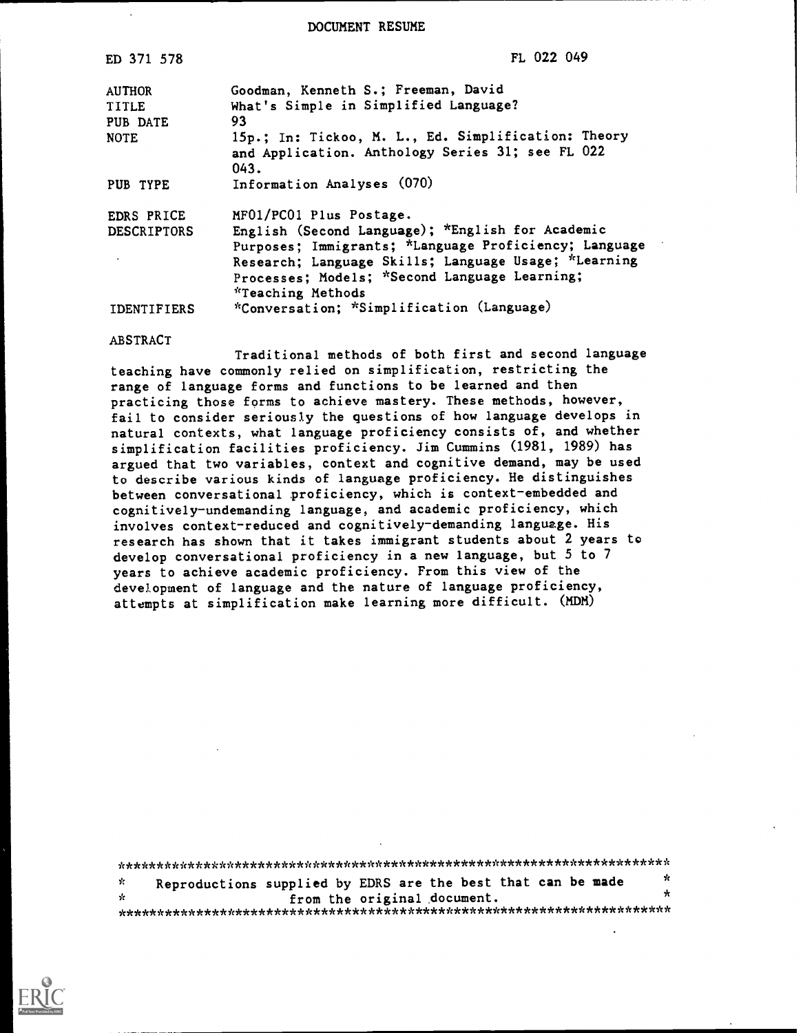DOCUMENT RESUME

| | |
|---|---|
| ED 371 578 | FL 022 049 |
| AUTHOR | Goodman, Kenneth S.; Freeman, David |
| TITLE | What's Simple in Simplified Language? |
| PUB DATE | 93 |
| NOTE | 15p.; In: Tickoo, M. L., Ed. Simplification: Theory and Application. Anthology Series 31; see FL 022 043. |
| PUB TYPE | Information Analyses (070) |
| EDRS PRICE | MF01/PC01 Plus Postage. |
| DESCRIPTORS | English (Second Language); *English for Academic Purposes; Immigrants; *Language Proficiency; Language Research; Language Skills; Language Usage; *Learning Processes; Models; *Second Language Learning; *Teaching Methods |
| IDENTIFIERS | *Conversation; *Simplification (Language) |

ABSTRACT

Traditional methods of both first and second language teaching have commonly relied on simplification, restricting the range of language forms and functions to be learned and then practicing those forms to achieve mastery. These methods, however, fail to consider seriously the questions of how language develops in natural contexts, what language proficiency consists of, and whether simplification facilities proficiency. Jim Cummins (1981, 1989) has argued that two variables, context and cognitive demand, may be used to describe various kinds of language proficiency. He distinguishes between conversational proficiency, which is context-embedded and cognitively-undemanding language, and academic proficiency, which involves context-reduced and cognitively-demanding language. His research has shown that it takes immigrant students about 2 years to develop conversational proficiency in a new language, but 5 to 7 years to achieve academic proficiency. From this view of the development of language and the nature of language proficiency, attempts at simplification make learning more difficult. (MDM)

***********************************************************************
* Reproductions supplied by EDRS are the best that can be made *
* from the original document. *
***********************************************************************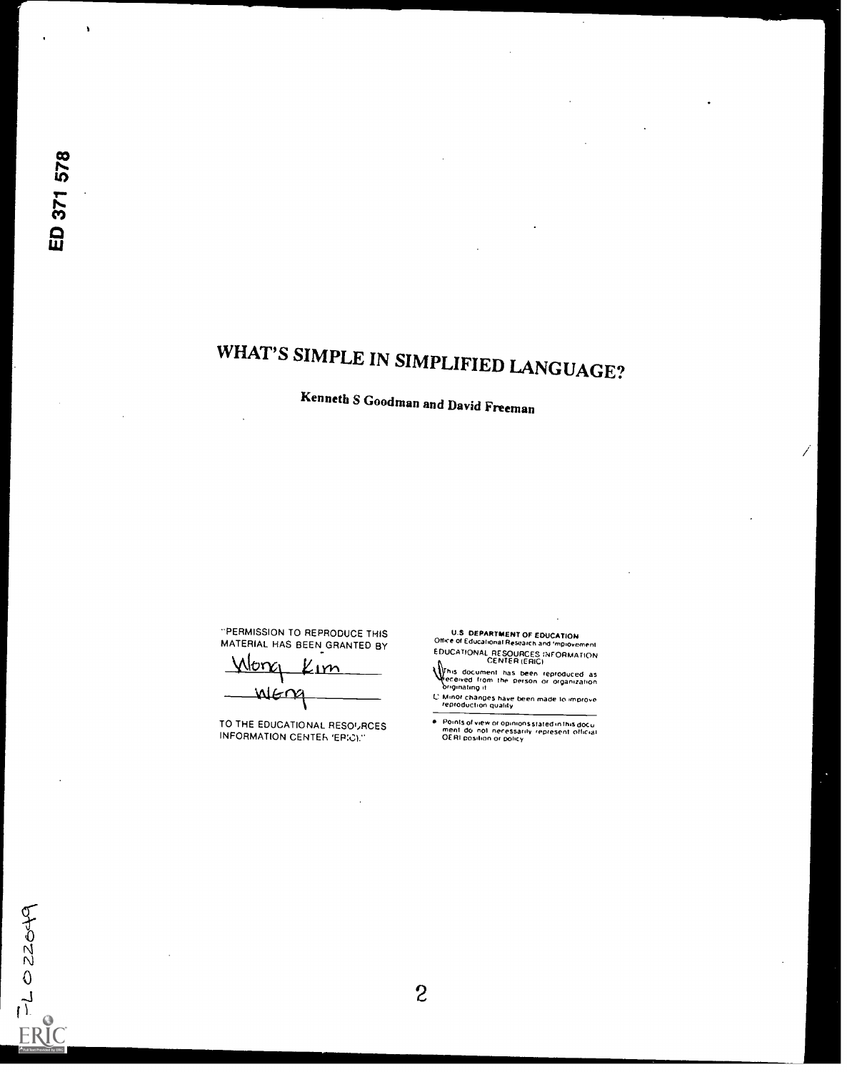ED 371 578

# WHAT'S SIMPLE IN SIMPLIFIED LANGUAGE?

**Kenneth S Goodman and David Freeman**

"PERMISSION TO REPRODUCE THIS MATERIAL HAS BEEN GRANTED BY

Wong Kim
Weng

TO THE EDUCATIONAL RESOURCES INFORMATION CENTER (ERIC)."

U.S. DEPARTMENT OF EDUCATION
Office of Educational Research and Improvement
EDUCATIONAL RESOURCES INFORMATION CENTER (ERIC)

This document has been reproduced as received from the person or organization originating it.

Minor changes have been made to improve reproduction quality.

- Points of view or opinions stated in this document do not necessarily represent official OERI position or policy.

FL 022049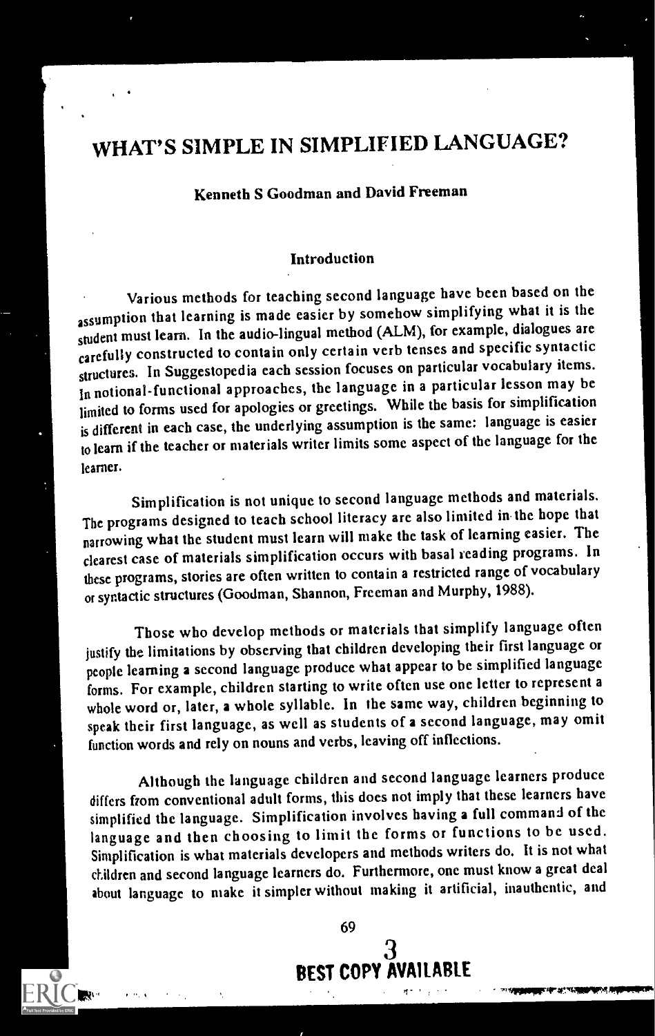# WHAT'S SIMPLE IN SIMPLIFIED LANGUAGE?

**Kenneth S Goodman and David Freeman**

## Introduction

Various methods for teaching second language have been based on the assumption that learning is made easier by somehow simplifying what it is the student must learn. In the audio-lingual method (ALM), for example, dialogues are carefully constructed to contain only certain verb tenses and specific syntactic structures. In Suggestopedia each session focuses on particular vocabulary items. In notional-functional approaches, the language in a particular lesson may be limited to forms used for apologies or greetings. While the basis for simplification is different in each case, the underlying assumption is the same: language is easier to learn if the teacher or materials writer limits some aspect of the language for the learner.

Simplification is not unique to second language methods and materials. The programs designed to teach school literacy are also limited in the hope that narrowing what the student must learn will make the task of learning easier. The clearest case of materials simplification occurs with basal reading programs. In these programs, stories are often written to contain a restricted range of vocabulary or syntactic structures (Goodman, Shannon, Freeman and Murphy, 1988).

Those who develop methods or materials that simplify language often justify the limitations by observing that children developing their first language or people learning a second language produce what appear to be simplified language forms. For example, children starting to write often use one letter to represent a whole word or, later, a whole syllable. In the same way, children beginning to speak their first language, as well as students of a second language, may omit function words and rely on nouns and verbs, leaving off inflections.

Although the language children and second language learners produce differs from conventional adult forms, this does not imply that these learners have simplified the language. Simplification involves having a full command of the language and then choosing to limit the forms or functions to be used. Simplification is what materials developers and methods writers do. It is not what children and second language learners do. Furthermore, one must know a great deal about language to make it simpler without making it artificial, inauthentic, and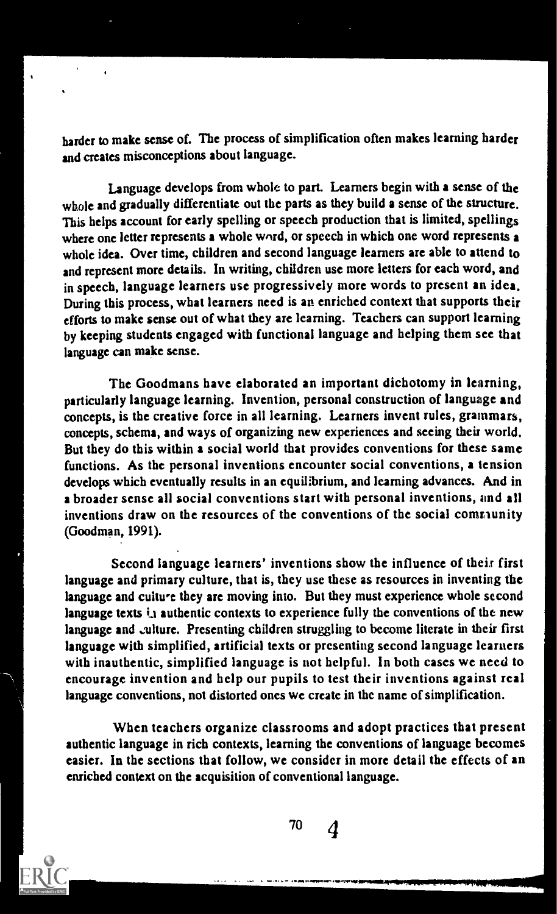harder to make sense of. The process of simplification often makes learning harder and creates misconceptions about language.

Language develops from whole to part. Learners begin with a sense of the whole and gradually differentiate out the parts as they build a sense of the structure. This helps account for early spelling or speech production that is limited, spellings where one letter represents a whole word, or speech in which one word represents a whole idea. Over time, children and second language learners are able to attend to and represent more details. In writing, children use more letters for each word, and in speech, language learners use progressively more words to present an idea. During this process, what learners need is an enriched context that supports their efforts to make sense out of what they are learning. Teachers can support learning by keeping students engaged with functional language and helping them see that language can make sense.

The Goodmans have elaborated an important dichotomy in learning, particularly language learning. Invention, personal construction of language and concepts, is the creative force in all learning. Learners invent rules, grammars, concepts, schema, and ways of organizing new experiences and seeing their world. But they do this within a social world that provides conventions for these same functions. As the personal inventions encounter social conventions, a tension develops which eventually results in an equilibrium, and learning advances. And in a broader sense all social conventions start with personal inventions, and all inventions draw on the resources of the conventions of the social community (Goodman, 1991).

Second language learners' inventions show the influence of their first language and primary culture, that is, they use these as resources in inventing the language and culture they are moving into. But they must experience whole second language texts in authentic contexts to experience fully the conventions of the new language and culture. Presenting children struggling to become literate in their first language with simplified, artificial texts or presenting second language learners with inauthentic, simplified language is not helpful. In both cases we need to encourage invention and help our pupils to test their inventions against real language conventions, not distorted ones we create in the name of simplification.

When teachers organize classrooms and adopt practices that present authentic language in rich contexts, learning the conventions of language becomes easier. In the sections that follow, we consider in more detail the effects of an enriched context on the acquisition of conventional language.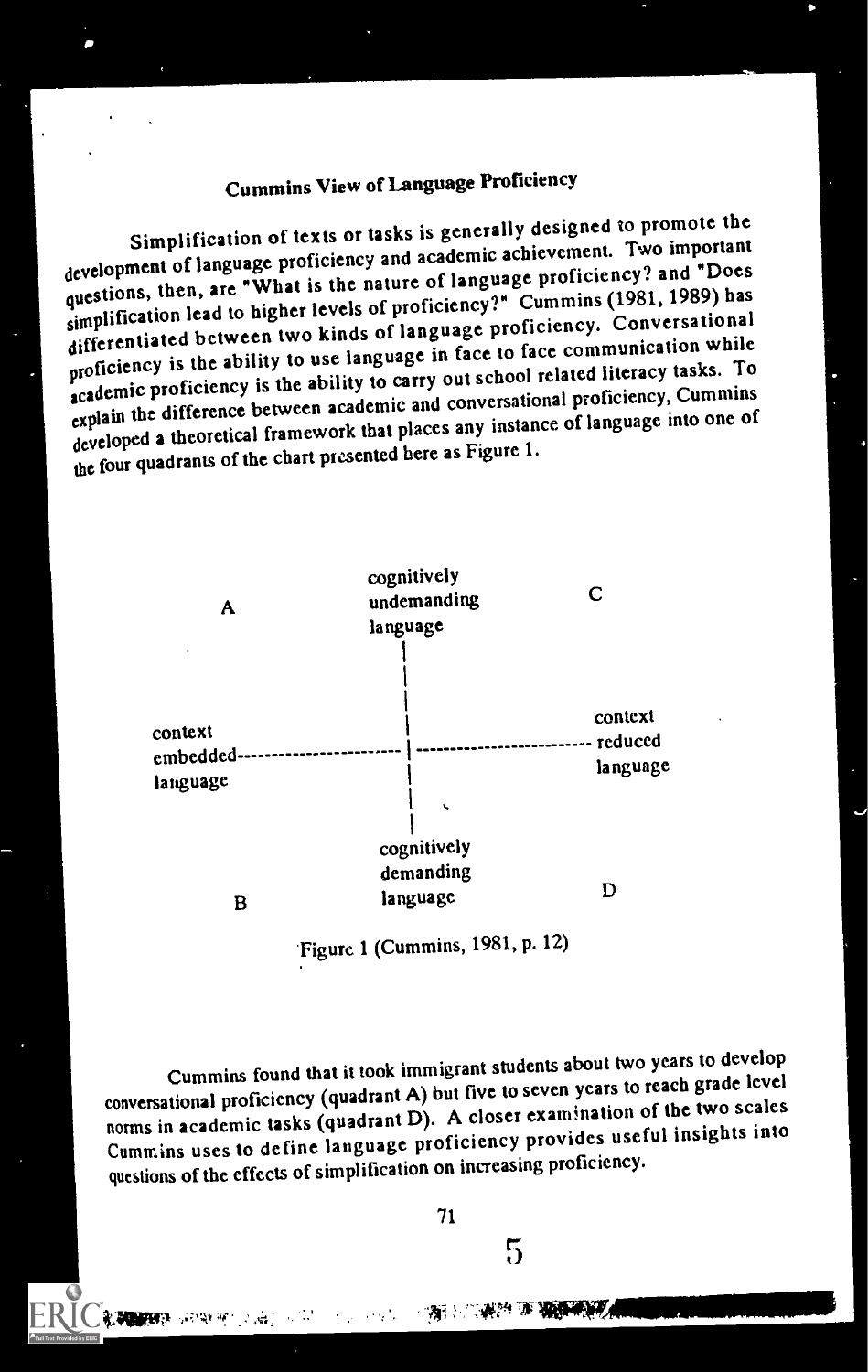## Cummins View of Language Proficiency

Simplification of texts or tasks is generally designed to promote the development of language proficiency and academic achievement. Two important questions, then, are "What is the nature of language proficiency? and "Does simplification lead to higher levels of proficiency?" Cummins (1981, 1989) has differentiated between two kinds of language proficiency. Conversational proficiency is the ability to use language in face to face communication while academic proficiency is the ability to carry out school related literacy tasks. To explain the difference between academic and conversational proficiency, Cummins developed a theoretical framework that places any instance of language into one of the four quadrants of the chart presented here as Figure 1.

```
   A             cognitively              C
                 undemanding
                 language
                      |
                      |
                      |
context               |                  context
embedded--------------|------------------ reduced
language              |                  language
                      |
                      |
                 cognitively
                 demanding
   B             language                 D
```

Figure 1 (Cummins, 1981, p. 12)

Cummins found that it took immigrant students about two years to develop conversational proficiency (quadrant A) but five to seven years to reach grade level norms in academic tasks (quadrant D). A closer examination of the two scales Cummins uses to define language proficiency provides useful insights into questions of the effects of simplification on increasing proficiency.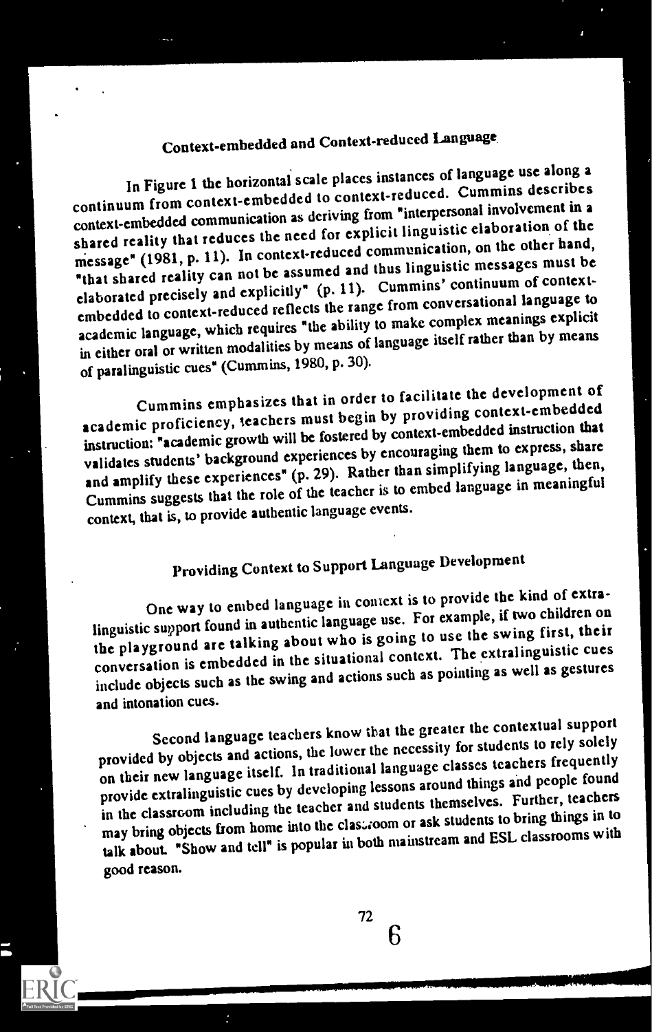## Context-embedded and Context-reduced Language

In Figure 1 the horizontal scale places instances of language use along a continuum from context-embedded to context-reduced. Cummins describes context-embedded communication as deriving from "interpersonal involvement in a shared reality that reduces the need for explicit linguistic elaboration of the message" (1981, p. 11). In context-reduced communication, on the other hand, "that shared reality can not be assumed and thus linguistic messages must be elaborated precisely and explicitly" (p. 11). Cummins' continuum of context-embedded to context-reduced reflects the range from conversational language to academic language, which requires "the ability to make complex meanings explicit in either oral or written modalities by means of language itself rather than by means of paralinguistic cues" (Cummins, 1980, p. 30).

Cummins emphasizes that in order to facilitate the development of academic proficiency, teachers must begin by providing context-embedded instruction: "academic growth will be fostered by context-embedded instruction that validates students' background experiences by encouraging them to express, share and amplify these experiences" (p. 29). Rather than simplifying language, then, Cummins suggests that the role of the teacher is to embed language in meaningful context, that is, to provide authentic language events.

## Providing Context to Support Language Development

One way to embed language in context is to provide the kind of extra-linguistic support found in authentic language use. For example, if two children on the playground are talking about who is going to use the swing first, their conversation is embedded in the situational context. The extralinguistic cues include objects such as the swing and actions such as pointing as well as gestures and intonation cues.

Second language teachers know that the greater the contextual support provided by objects and actions, the lower the necessity for students to rely solely on their new language itself. In traditional language classes teachers frequently provide extralinguistic cues by developing lessons around things and people found in the classroom including the teacher and students themselves. Further, teachers may bring objects from home into the classroom or ask students to bring things in to talk about. "Show and tell" is popular in both mainstream and ESL classrooms with good reason.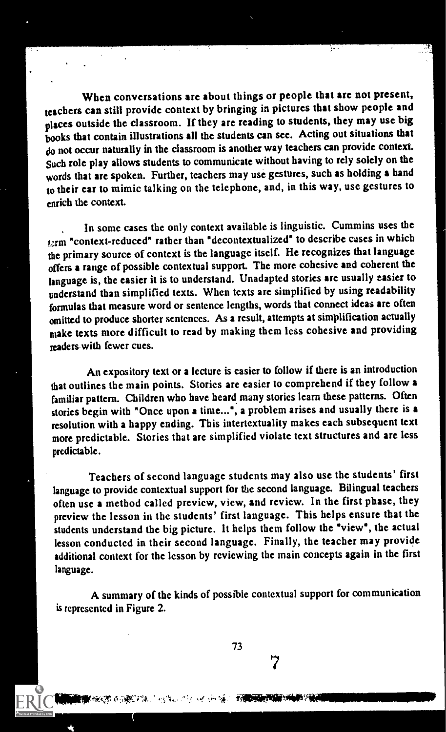When conversations are about things or people that are not present, teachers can still provide context by bringing in pictures that show people and places outside the classroom. If they are reading to students, they may use big books that contain illustrations all the students can see. Acting out situations that do not occur naturally in the classroom is another way teachers can provide context. Such role play allows students to communicate without having to rely solely on the words that are spoken. Further, teachers may use gestures, such as holding a hand to their ear to mimic talking on the telephone, and, in this way, use gestures to enrich the context.

In some cases the only context available is linguistic. Cummins uses the term "context-reduced" rather than "decontextualized" to describe cases in which the primary source of context is the language itself. He recognizes that language offers a range of possible contextual support. The more cohesive and coherent the language is, the easier it is to understand. Unadapted stories are usually easier to understand than simplified texts. When texts are simplified by using readability formulas that measure word or sentence lengths, words that connect ideas are often omitted to produce shorter sentences. As a result, attempts at simplification actually make texts more difficult to read by making them less cohesive and providing readers with fewer cues.

An expository text or a lecture is easier to follow if there is an introduction that outlines the main points. Stories are easier to comprehend if they follow a familiar pattern. Children who have heard many stories learn these patterns. Often stories begin with "Once upon a time...", a problem arises and usually there is a resolution with a happy ending. This intertextuality makes each subsequent text more predictable. Stories that are simplified violate text structures and are less predictable.

Teachers of second language students may also use the students' first language to provide contextual support for the second language. Bilingual teachers often use a method called preview, view, and review. In the first phase, they preview the lesson in the students' first language. This helps ensure that the students understand the big picture. It helps them follow the "view", the actual lesson conducted in their second language. Finally, the teacher may provide additional context for the lesson by reviewing the main concepts again in the first language.

A summary of the kinds of possible contextual support for communication is represented in Figure 2.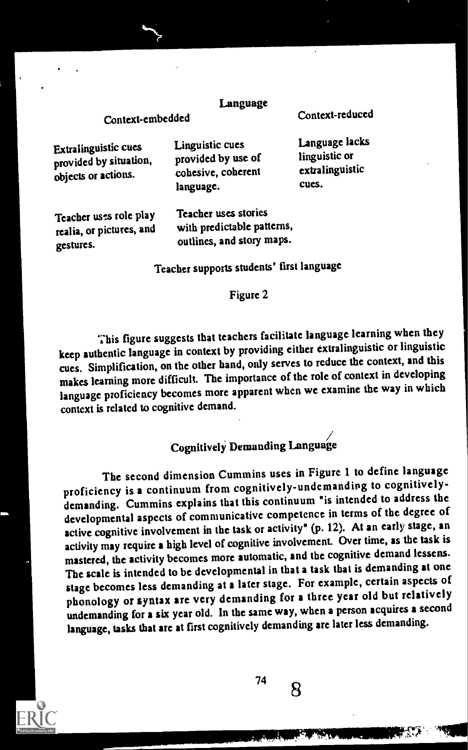| Language | | |
|---|---|---|
| Context-embedded | | Context-reduced |
| Extralinguistic cues provided by situation, objects or actions. | Linguistic cues provided by use of cohesive, coherent language. | Language lacks linguistic or extralinguistic cues. |
| Teacher uses role play realia, or pictures, and gestures. | Teacher uses stories with predictable patterns, outlines, and story maps. | |

Teacher supports students' first language

Figure 2

This figure suggests that teachers facilitate language learning when they keep authentic language in context by providing either extralinguistic or linguistic cues. Simplification, on the other hand, only serves to reduce the context, and this makes learning more difficult. The importance of the role of context in developing language proficiency becomes more apparent when we examine the way in which context is related to cognitive demand.

## Cognitively Demanding Language

The second dimension Cummins uses in Figure 1 to define language proficiency is a continuum from cognitively-undemanding to cognitively-demanding. Cummins explains that this continuum "is intended to address the developmental aspects of communicative competence in terms of the degree of active cognitive involvement in the task or activity" (p. 12). At an early stage, an activity may require a high level of cognitive involvement. Over time, as the task is mastered, the activity becomes more automatic, and the cognitive demand lessens. The scale is intended to be developmental in that a task that is demanding at one stage becomes less demanding at a later stage. For example, certain aspects of phonology or syntax are very demanding for a three year old but relatively undemanding for a six year old. In the same way, when a person acquires a second language, tasks that are at first cognitively demanding are later less demanding.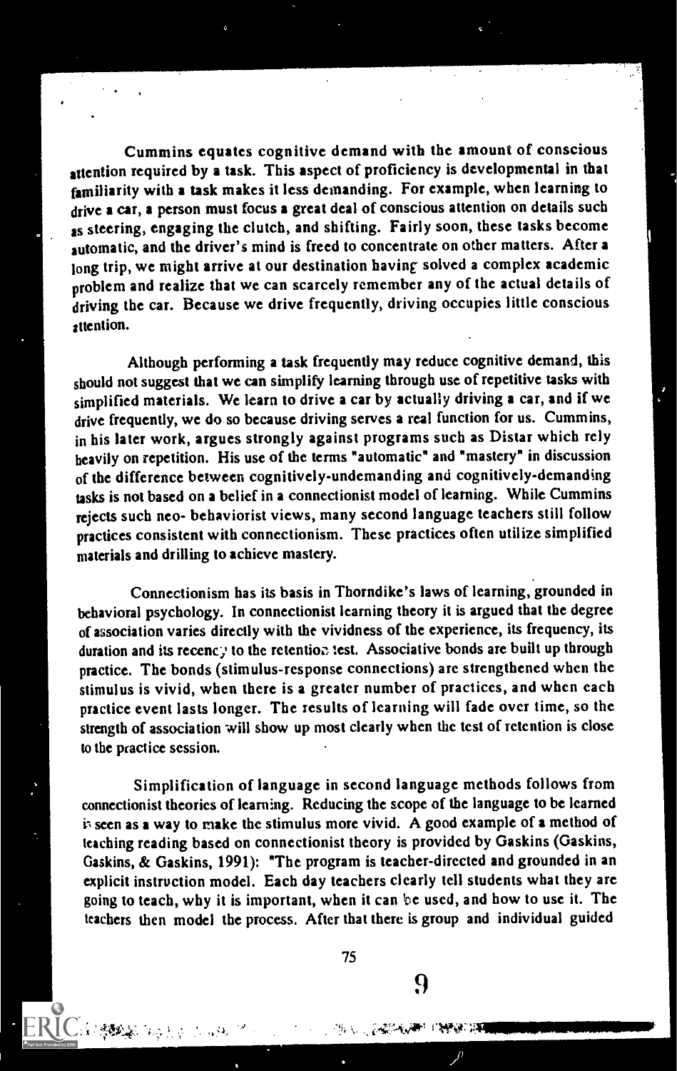Cummins equates cognitive demand with the amount of conscious attention required by a task. This aspect of proficiency is developmental in that familiarity with a task makes it less demanding. For example, when learning to drive a car, a person must focus a great deal of conscious attention on details such as steering, engaging the clutch, and shifting. Fairly soon, these tasks become automatic, and the driver's mind is freed to concentrate on other matters. After a long trip, we might arrive at our destination having solved a complex academic problem and realize that we can scarcely remember any of the actual details of driving the car. Because we drive frequently, driving occupies little conscious attention.

Although performing a task frequently may reduce cognitive demand, this should not suggest that we can simplify learning through use of repetitive tasks with simplified materials. We learn to drive a car by actually driving a car, and if we drive frequently, we do so because driving serves a real function for us. Cummins, in his later work, argues strongly against programs such as Distar which rely heavily on repetition. His use of the terms "automatic" and "mastery" in discussion of the difference between cognitively-undemanding and cognitively-demanding tasks is not based on a belief in a connectionist model of learning. While Cummins rejects such neo- behaviorist views, many second language teachers still follow practices consistent with connectionism. These practices often utilize simplified materials and drilling to achieve mastery.

Connectionism has its basis in Thorndike's laws of learning, grounded in behavioral psychology. In connectionist learning theory it is argued that the degree of association varies directly with the vividness of the experience, its frequency, its duration and its recency to the retention test. Associative bonds are built up through practice. The bonds (stimulus-response connections) are strengthened when the stimulus is vivid, when there is a greater number of practices, and when each practice event lasts longer. The results of learning will fade over time, so the strength of association will show up most clearly when the test of retention is close to the practice session.

Simplification of language in second language methods follows from connectionist theories of learning. Reducing the scope of the language to be learned is seen as a way to make the stimulus more vivid. A good example of a method of teaching reading based on connectionist theory is provided by Gaskins (Gaskins, Gaskins, & Gaskins, 1991): "The program is teacher-directed and grounded in an explicit instruction model. Each day teachers clearly tell students what they are going to teach, why it is important, when it can be used, and how to use it. The teachers then model the process. After that there is group and individual guided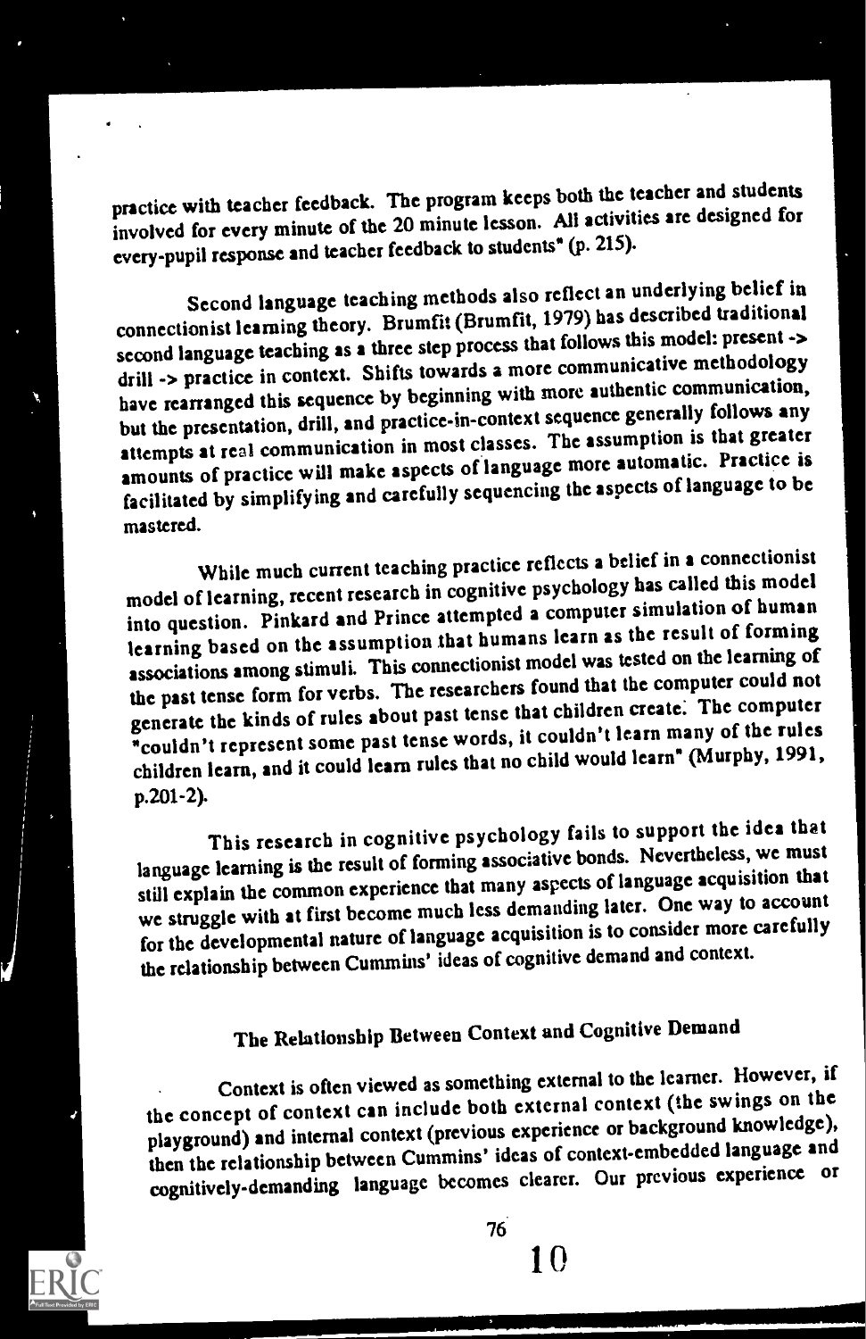practice with teacher feedback. The program keeps both the teacher and students involved for every minute of the 20 minute lesson. All activities are designed for every-pupil response and teacher feedback to students" (p. 215).

Second language teaching methods also reflect an underlying belief in connectionist learning theory. Brumfit (Brumfit, 1979) has described traditional second language teaching as a three step process that follows this model: present -> drill -> practice in context. Shifts towards a more communicative methodology have rearranged this sequence by beginning with more authentic communication, but the presentation, drill, and practice-in-context sequence generally follows any attempts at real communication in most classes. The assumption is that greater amounts of practice will make aspects of language more automatic. Practice is facilitated by simplifying and carefully sequencing the aspects of language to be mastered.

While much current teaching practice reflects a belief in a connectionist model of learning, recent research in cognitive psychology has called this model into question. Pinkard and Prince attempted a computer simulation of human learning based on the assumption that humans learn as the result of forming associations among stimuli. This connectionist model was tested on the learning of the past tense form for verbs. The researchers found that the computer could not generate the kinds of rules about past tense that children create. The computer "couldn't represent some past tense words, it couldn't learn many of the rules children learn, and it could learn rules that no child would learn" (Murphy, 1991, p.201-2).

This research in cognitive psychology fails to support the idea that language learning is the result of forming associative bonds. Nevertheless, we must still explain the common experience that many aspects of language acquisition that we struggle with at first become much less demanding later. One way to account for the developmental nature of language acquisition is to consider more carefully the relationship between Cummins' ideas of cognitive demand and context.

## The Relationship Between Context and Cognitive Demand

Context is often viewed as something external to the learner. However, if the concept of context can include both external context (the swings on the playground) and internal context (previous experience or background knowledge), then the relationship between Cummins' ideas of context-embedded language and cognitively-demanding language becomes clearer. Our previous experience or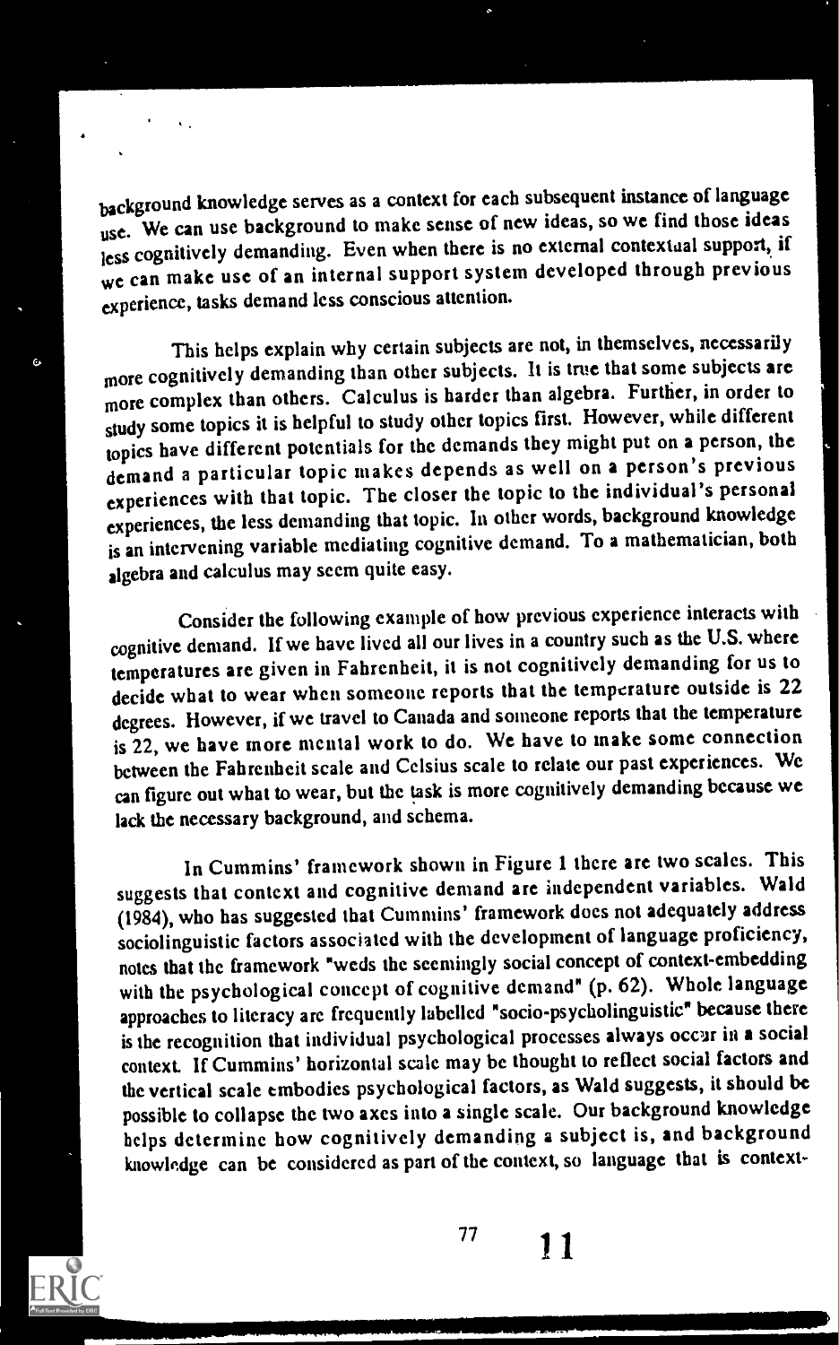background knowledge serves as a context for each subsequent instance of language use. We can use background to make sense of new ideas, so we find those ideas less cognitively demanding. Even when there is no external contextual support, if we can make use of an internal support system developed through previous experience, tasks demand less conscious attention.

This helps explain why certain subjects are not, in themselves, necessarily more cognitively demanding than other subjects. It is true that some subjects are more complex than others. Calculus is harder than algebra. Further, in order to study some topics it is helpful to study other topics first. However, while different topics have different potentials for the demands they might put on a person, the demand a particular topic makes depends as well on a person's previous experiences with that topic. The closer the topic to the individual's personal experiences, the less demanding that topic. In other words, background knowledge is an intervening variable mediating cognitive demand. To a mathematician, both algebra and calculus may seem quite easy.

Consider the following example of how previous experience interacts with cognitive demand. If we have lived all our lives in a country such as the U.S. where temperatures are given in Fahrenheit, it is not cognitively demanding for us to decide what to wear when someone reports that the temperature outside is 22 degrees. However, if we travel to Canada and someone reports that the temperature is 22, we have more mental work to do. We have to make some connection between the Fahrenheit scale and Celsius scale to relate our past experiences. We can figure out what to wear, but the task is more cognitively demanding because we lack the necessary background, and schema.

In Cummins' framework shown in Figure 1 there are two scales. This suggests that context and cognitive demand are independent variables. Wald (1984), who has suggested that Cummins' framework does not adequately address sociolinguistic factors associated with the development of language proficiency, notes that the framework "weds the seemingly social concept of context-embedding with the psychological concept of cognitive demand" (p. 62). Whole language approaches to literacy are frequently labelled "socio-psycholinguistic" because there is the recognition that individual psychological processes always occur in a social context. If Cummins' horizontal scale may be thought to reflect social factors and the vertical scale embodies psychological factors, as Wald suggests, it should be possible to collapse the two axes into a single scale. Our background knowledge helps determine how cognitively demanding a subject is, and background knowledge can be considered as part of the context, so language that is context-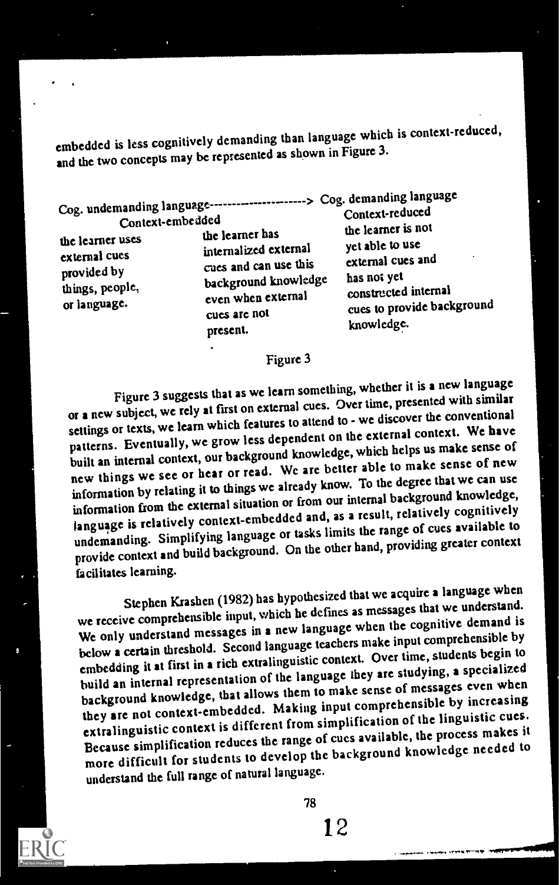embedded is less cognitively demanding than language which is context-reduced, and the two concepts may be represented as shown in Figure 3.

| Cog. undemanding language | ---------------------> | Cog. demanding language |
|---|---|---|
| Context-embedded | | Context-reduced |
| the learner uses external cues provided by things, people, or language. | the learner has internalized external cues and can use this background knowledge even when external cues are not present. | the learner is not yet able to use external cues and has not yet constructed internal cues to provide background knowledge. |

Figure 3

Figure 3 suggests that as we learn something, whether it is a new language or a new subject, we rely at first on external cues. Over time, presented with similar settings or texts, we learn which features to attend to - we discover the conventional patterns. Eventually, we grow less dependent on the external context. We have built an internal context, our background knowledge, which helps us make sense of new things we see or hear or read. We are better able to make sense of new information by relating it to things we already know. To the degree that we can use information from the external situation or from our internal background knowledge, language is relatively context-embedded and, as a result, relatively cognitively undemanding. Simplifying language or tasks limits the range of cues available to provide context and build background. On the other hand, providing greater context facilitates learning.

Stephen Krashen (1982) has hypothesized that we acquire a language when we receive comprehensible input, which he defines as messages that we understand. We only understand messages in a new language when the cognitive demand is below a certain threshold. Second language teachers make input comprehensible by embedding it at first in a rich extralinguistic context. Over time, students begin to build an internal representation of the language they are studying, a specialized background knowledge, that allows them to make sense of messages even when they are not context-embedded. Making input comprehensible by increasing extralinguistic context is different from simplification of the linguistic cues. Because simplification reduces the range of cues available, the process makes it more difficult for students to develop the background knowledge needed to understand the full range of natural language.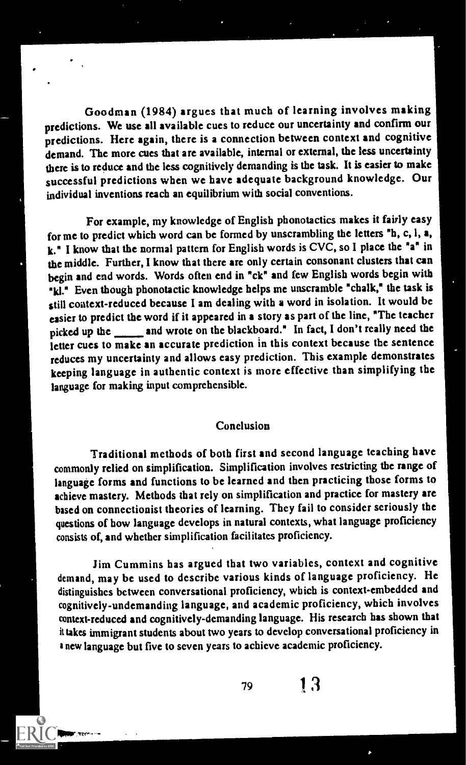Goodman (1984) argues that much of learning involves making predictions. We use all available cues to reduce our uncertainty and confirm our predictions. Here again, there is a connection between context and cognitive demand. The more cues that are available, internal or external, the less uncertainty there is to reduce and the less cognitively demanding is the task. It is easier to make successful predictions when we have adequate background knowledge. Our individual inventions reach an equilibrium with social conventions.

For example, my knowledge of English phonotactics makes it fairly easy for me to predict which word can be formed by unscrambling the letters "h, c, l, a, k." I know that the normal pattern for English words is CVC, so I place the "a" in the middle. Further, I know that there are only certain consonant clusters that can begin and end words. Words often end in "ck" and few English words begin with "kl." Even though phonotactic knowledge helps me unscramble "chalk," the task is still context-reduced because I am dealing with a word in isolation. It would be easier to predict the word if it appeared in a story as part of the line, "The teacher picked up the _____ and wrote on the blackboard." In fact, I don't really need the letter cues to make an accurate prediction in this context because the sentence reduces my uncertainty and allows easy prediction. This example demonstrates keeping language in authentic context is more effective than simplifying the language for making input comprehensible.

## Conclusion

Traditional methods of both first and second language teaching have commonly relied on simplification. Simplification involves restricting the range of language forms and functions to be learned and then practicing those forms to achieve mastery. Methods that rely on simplification and practice for mastery are based on connectionist theories of learning. They fail to consider seriously the questions of how language develops in natural contexts, what language proficiency consists of, and whether simplification facilitates proficiency.

Jim Cummins has argued that two variables, context and cognitive demand, may be used to describe various kinds of language proficiency. He distinguishes between conversational proficiency, which is context-embedded and cognitively-undemanding language, and academic proficiency, which involves context-reduced and cognitively-demanding language. His research has shown that it takes immigrant students about two years to develop conversational proficiency in a new language but five to seven years to achieve academic proficiency.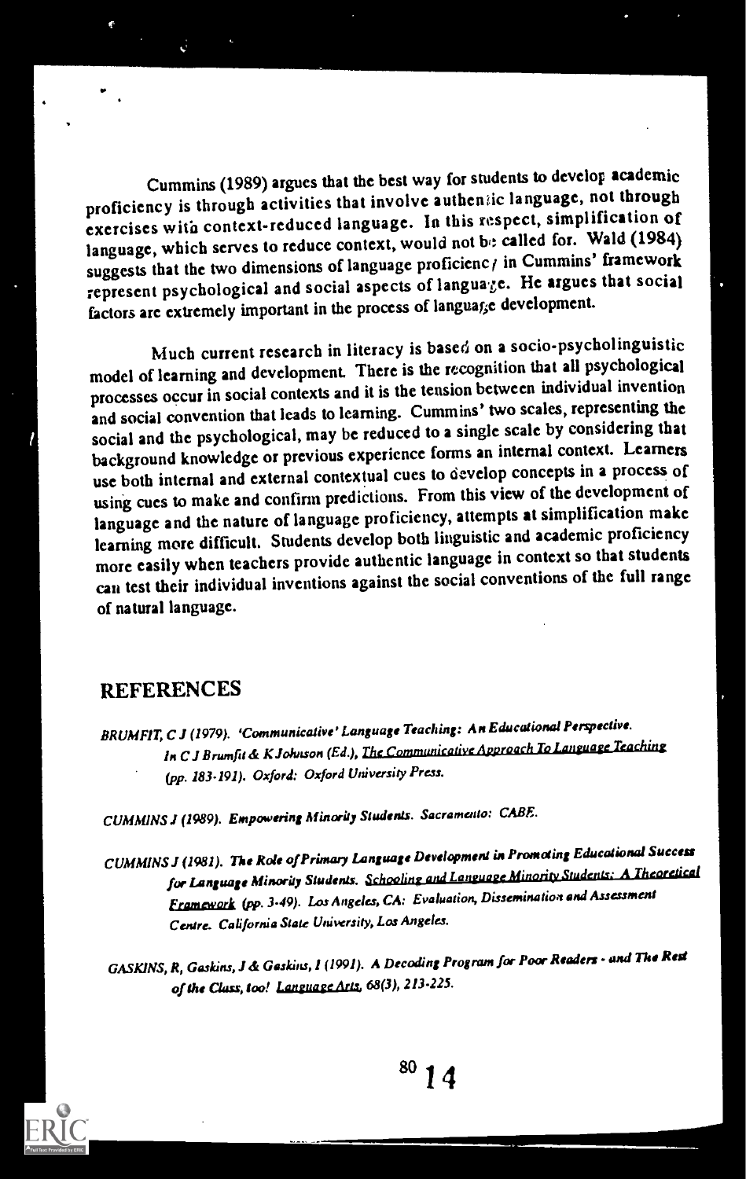Cummins (1989) argues that the best way for students to develop academic proficiency is through activities that involve authentic language, not through exercises with context-reduced language. In this respect, simplification of language, which serves to reduce context, would not be called for. Wald (1984) suggests that the two dimensions of language proficiency in Cummins' framework represent psychological and social aspects of language. He argues that social factors are extremely important in the process of language development.

Much current research in literacy is based on a socio-psycholinguistic model of learning and development. There is the recognition that all psychological processes occur in social contexts and it is the tension between individual invention and social convention that leads to learning. Cummins' two scales, representing the social and the psychological, may be reduced to a single scale by considering that background knowledge or previous experience forms an internal context. Learners use both internal and external contextual cues to develop concepts in a process of using cues to make and confirm predictions. From this view of the development of language and the nature of language proficiency, attempts at simplification make learning more difficult. Students develop both linguistic and academic proficiency more easily when teachers provide authentic language in context so that students can test their individual inventions against the social conventions of the full range of natural language.

## REFERENCES

BRUMFIT, C J (1979). *'Communicative' Language Teaching: An Educational Perspective. In C J Brumfit & K Johnson (Ed.), The Communicative Approach To Language Teaching (pp. 183-191). Oxford: Oxford University Press.*

CUMMINS J (1989). *Empowering Minority Students. Sacramento: CABE.*

CUMMINS J (1981). *The Role of Primary Language Development in Promoting Educational Success for Language Minority Students. Schooling and Language Minority Students: A Theoretical Framework (pp. 3-49). Los Angeles, CA: Evaluation, Dissemination and Assessment Centre. California State University, Los Angeles.*

GASKINS, R, Gaskins, J & Gaskins, I (1991). *A Decoding Program for Poor Readers - and The Rest of the Class, too! Language Arts, 68(3), 213-225.*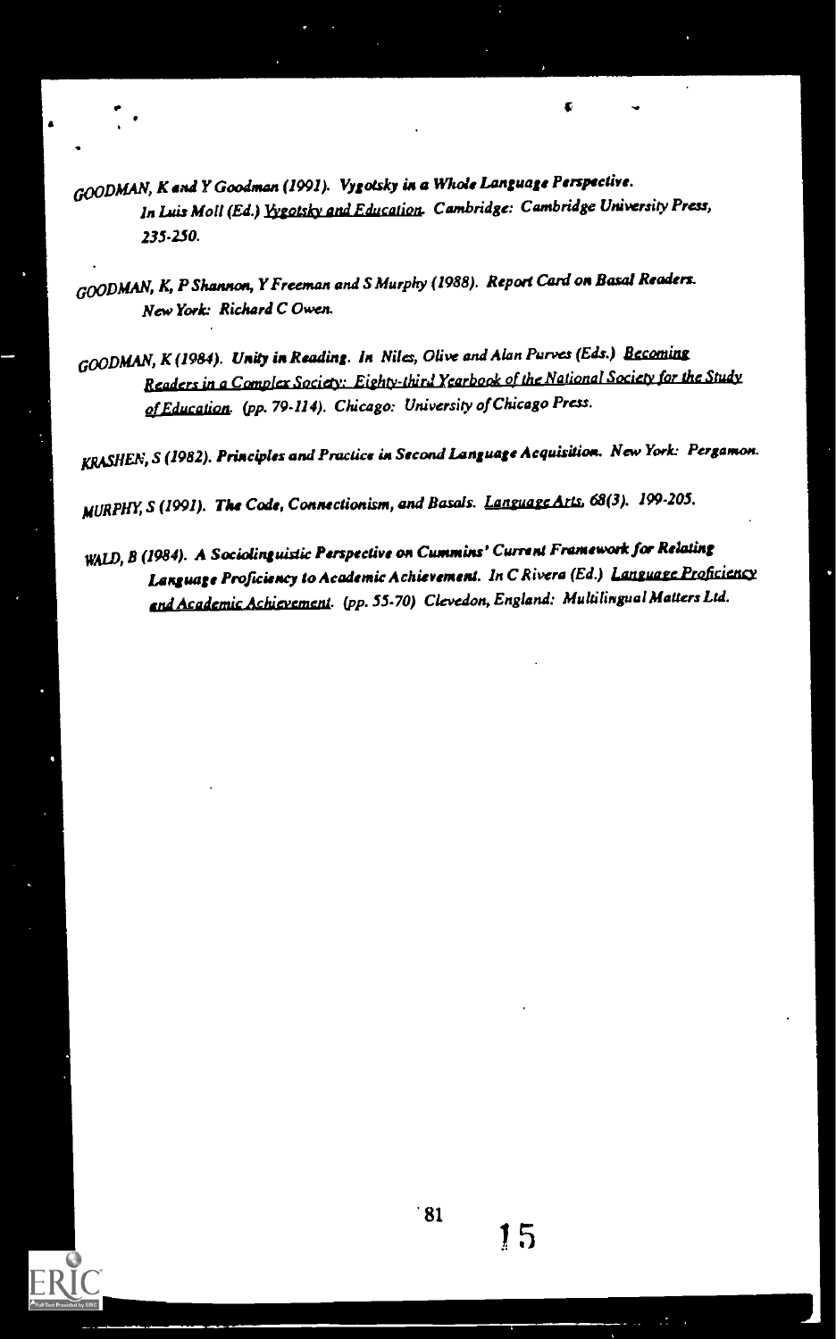GOODMAN, K and Y Goodman (1991). *Vygotsky in a Whole Language Perspective.* In Luis Moll (Ed.) Vygotsky and Education. Cambridge: Cambridge University Press, 235-250.

GOODMAN, K, P Shannon, Y Freeman and S Murphy (1988). *Report Card on Basal Readers.* New York: Richard C Owen.

GOODMAN, K (1984). *Unity in Reading.* In Niles, Olive and Alan Purves (Eds.) Becoming Readers in a Complex Society: Eighty-third Yearbook of the National Society for the Study of Education. (pp. 79-114). Chicago: University of Chicago Press.

KRASHEN, S (1982). *Principles and Practice in Second Language Acquisition.* New York: Pergamon.

MURPHY, S (1991). *The Code, Connectionism, and Basals.* Language Arts, 68(3). 199-205.

WALD, B (1984). *A Sociolinguistic Perspective on Cummins' Current Framework for Relating Language Proficiency to Academic Achievement.* In C Rivera (Ed.) Language Proficiency and Academic Achievement. (pp. 55-70) Clevedon, England: Multilingual Matters Ltd.